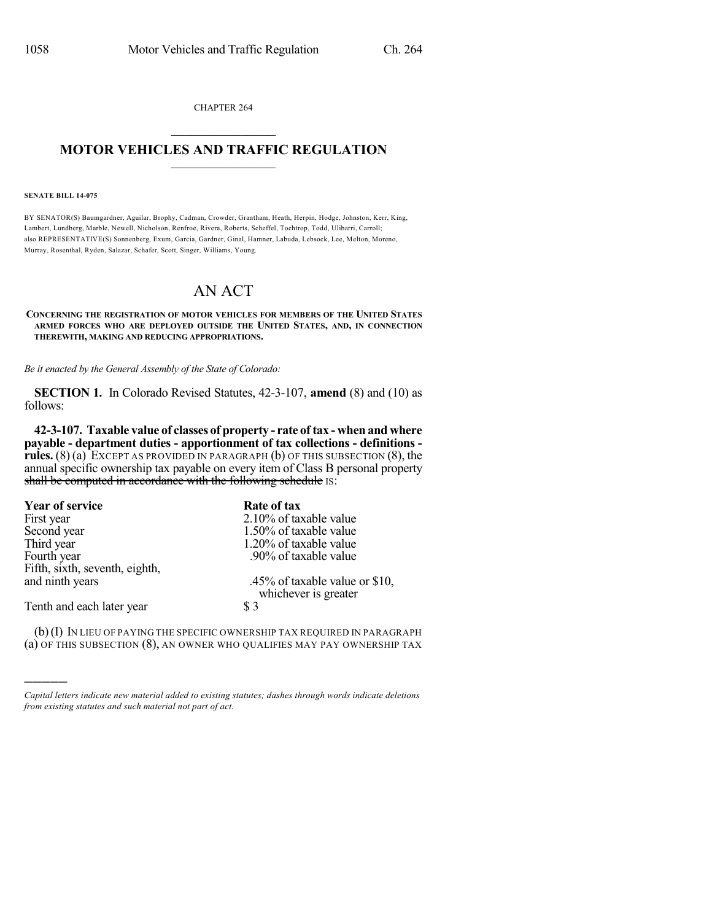CHAPTER 264

# MOTOR VEHICLES AND TRAFFIC REGULATION

**SENATE BILL 14-075**

BY SENATOR(S) Baumgardner, Aguilar, Brophy, Cadman, Crowder, Grantham, Heath, Herpin, Hodge, Johnston, Kerr, King, Lambert, Lundberg, Marble, Newell, Nicholson, Renfroe, Rivera, Roberts, Scheffel, Tochtrop, Todd, Ulibarri, Carroll; also REPRESENTATIVE(S) Sonnenberg, Exum, Garcia, Gardner, Ginal, Hamner, Labuda, Lebsock, Lee, Melton, Moreno, Murray, Rosenthal, Ryden, Salazar, Schafer, Scott, Singer, Williams, Young.

# AN ACT

**CONCERNING THE REGISTRATION OF MOTOR VEHICLES FOR MEMBERS OF THE UNITED STATES ARMED FORCES WHO ARE DEPLOYED OUTSIDE THE UNITED STATES, AND, IN CONNECTION THEREWITH, MAKING AND REDUCING APPROPRIATIONS.**

*Be it enacted by the General Assembly of the State of Colorado:*

**SECTION 1.** In Colorado Revised Statutes, 42-3-107, **amend** (8) and (10) as follows:

**42-3-107. Taxable value of classes of property - rate of tax - when and where payable - department duties - apportionment of tax collections - definitions - rules.** (8) (a) EXCEPT AS PROVIDED IN PARAGRAPH (b) OF THIS SUBSECTION (8), the annual specific ownership tax payable on every item of Class B personal property ~~shall be computed in accordance with the following schedule~~ IS:

| Year of service | Rate of tax |
|---|---|
| First year | 2.10% of taxable value |
| Second year | 1.50% of taxable value |
| Third year | 1.20% of taxable value |
| Fourth year | .90% of taxable value |
| Fifth, sixth, seventh, eighth, and ninth years | .45% of taxable value or $10, whichever is greater |
| Tenth and each later year | $ 3 |

(b) (I) IN LIEU OF PAYING THE SPECIFIC OWNERSHIP TAX REQUIRED IN PARAGRAPH (a) OF THIS SUBSECTION (8), AN OWNER WHO QUALIFIES MAY PAY OWNERSHIP TAX

*Capital letters indicate new material added to existing statutes; dashes through words indicate deletions from existing statutes and such material not part of act.*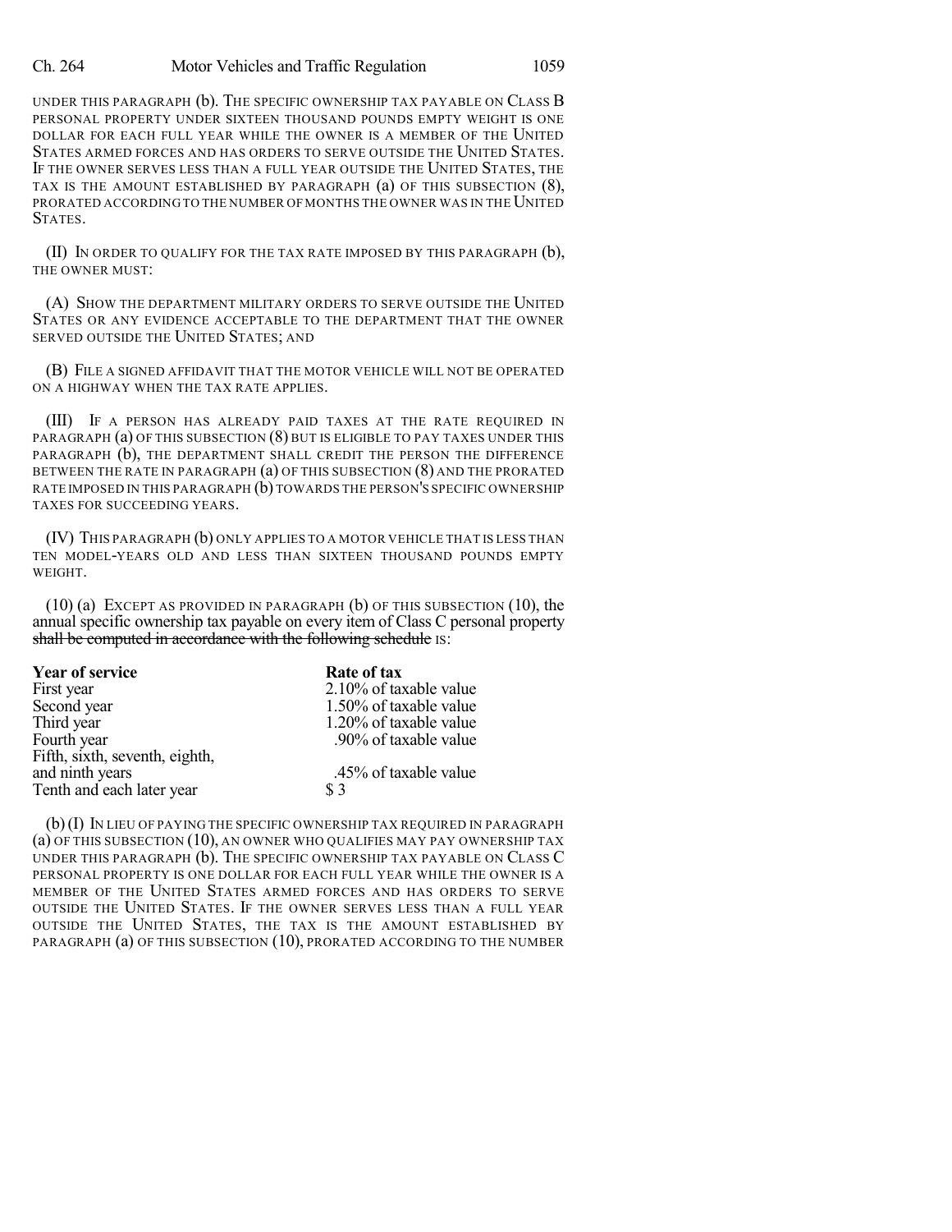UNDER THIS PARAGRAPH (b). THE SPECIFIC OWNERSHIP TAX PAYABLE ON CLASS B PERSONAL PROPERTY UNDER SIXTEEN THOUSAND POUNDS EMPTY WEIGHT IS ONE DOLLAR FOR EACH FULL YEAR WHILE THE OWNER IS A MEMBER OF THE UNITED STATES ARMED FORCES AND HAS ORDERS TO SERVE OUTSIDE THE UNITED STATES. IF THE OWNER SERVES LESS THAN A FULL YEAR OUTSIDE THE UNITED STATES, THE TAX IS THE AMOUNT ESTABLISHED BY PARAGRAPH (a) OF THIS SUBSECTION (8), PRORATED ACCORDING TO THE NUMBER OF MONTHS THE OWNER WAS IN THE UNITED STATES.

(II) IN ORDER TO QUALIFY FOR THE TAX RATE IMPOSED BY THIS PARAGRAPH (b), THE OWNER MUST:

(A) SHOW THE DEPARTMENT MILITARY ORDERS TO SERVE OUTSIDE THE UNITED STATES OR ANY EVIDENCE ACCEPTABLE TO THE DEPARTMENT THAT THE OWNER SERVED OUTSIDE THE UNITED STATES; AND

(B) FILE A SIGNED AFFIDAVIT THAT THE MOTOR VEHICLE WILL NOT BE OPERATED ON A HIGHWAY WHEN THE TAX RATE APPLIES.

(III) IF A PERSON HAS ALREADY PAID TAXES AT THE RATE REQUIRED IN PARAGRAPH (a) OF THIS SUBSECTION (8) BUT IS ELIGIBLE TO PAY TAXES UNDER THIS PARAGRAPH (b), THE DEPARTMENT SHALL CREDIT THE PERSON THE DIFFERENCE BETWEEN THE RATE IN PARAGRAPH (a) OF THIS SUBSECTION (8) AND THE PRORATED RATE IMPOSED IN THIS PARAGRAPH (b) TOWARDS THE PERSON'S SPECIFIC OWNERSHIP TAXES FOR SUCCEEDING YEARS.

(IV) THIS PARAGRAPH (b) ONLY APPLIES TO A MOTOR VEHICLE THAT IS LESS THAN TEN MODEL-YEARS OLD AND LESS THAN SIXTEEN THOUSAND POUNDS EMPTY WEIGHT.

(10) (a) EXCEPT AS PROVIDED IN PARAGRAPH (b) OF THIS SUBSECTION (10), the annual specific ownership tax payable on every item of Class C personal property ~~shall be computed in accordance with the following schedule~~ IS:

| Year of service | Rate of tax |
|---|---|
| First year | 2.10% of taxable value |
| Second year | 1.50% of taxable value |
| Third year | 1.20% of taxable value |
| Fourth year | .90% of taxable value |
| Fifth, sixth, seventh, eighth, and ninth years | .45% of taxable value |
| Tenth and each later year | $ 3 |

(b) (I) IN LIEU OF PAYING THE SPECIFIC OWNERSHIP TAX REQUIRED IN PARAGRAPH (a) OF THIS SUBSECTION (10), AN OWNER WHO QUALIFIES MAY PAY OWNERSHIP TAX UNDER THIS PARAGRAPH (b). THE SPECIFIC OWNERSHIP TAX PAYABLE ON CLASS C PERSONAL PROPERTY IS ONE DOLLAR FOR EACH FULL YEAR WHILE THE OWNER IS A MEMBER OF THE UNITED STATES ARMED FORCES AND HAS ORDERS TO SERVE OUTSIDE THE UNITED STATES. IF THE OWNER SERVES LESS THAN A FULL YEAR OUTSIDE THE UNITED STATES, THE TAX IS THE AMOUNT ESTABLISHED BY PARAGRAPH (a) OF THIS SUBSECTION (10), PRORATED ACCORDING TO THE NUMBER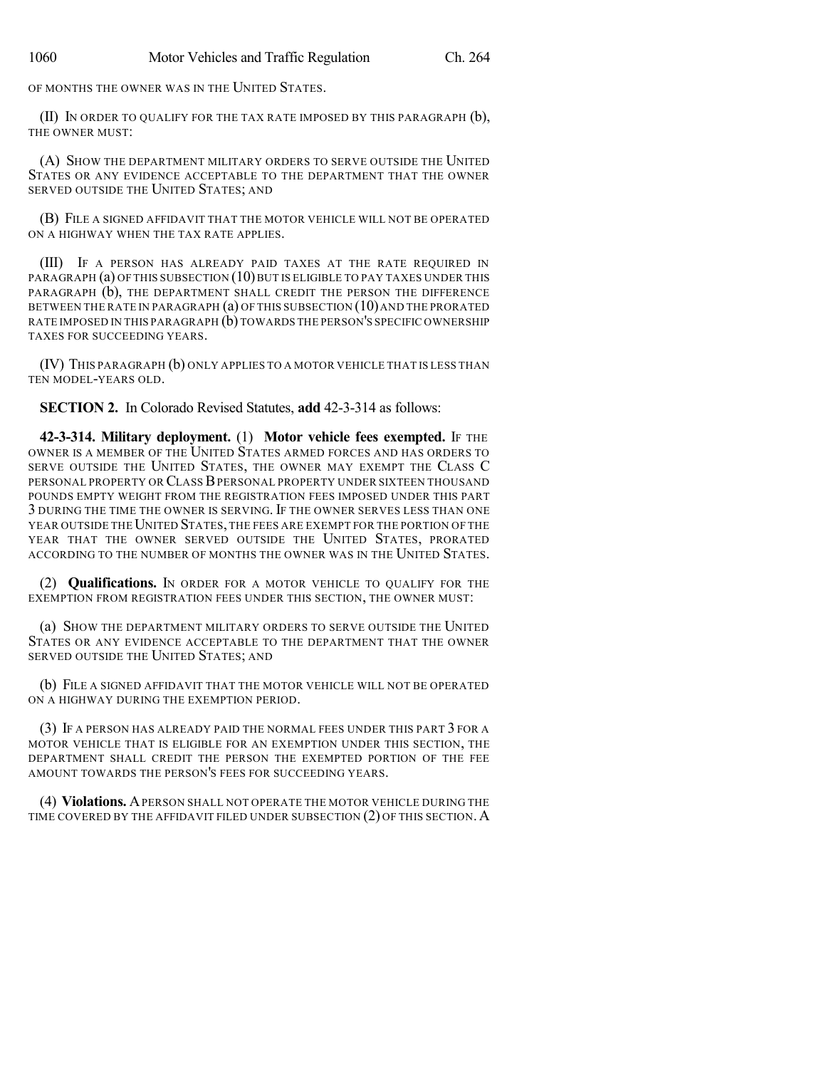OF MONTHS THE OWNER WAS IN THE UNITED STATES.

(II) IN ORDER TO QUALIFY FOR THE TAX RATE IMPOSED BY THIS PARAGRAPH (b), THE OWNER MUST:

(A) SHOW THE DEPARTMENT MILITARY ORDERS TO SERVE OUTSIDE THE UNITED STATES OR ANY EVIDENCE ACCEPTABLE TO THE DEPARTMENT THAT THE OWNER SERVED OUTSIDE THE UNITED STATES; AND

(B) FILE A SIGNED AFFIDAVIT THAT THE MOTOR VEHICLE WILL NOT BE OPERATED ON A HIGHWAY WHEN THE TAX RATE APPLIES.

(III) IF A PERSON HAS ALREADY PAID TAXES AT THE RATE REQUIRED IN PARAGRAPH (a) OF THIS SUBSECTION (10) BUT IS ELIGIBLE TO PAY TAXES UNDER THIS PARAGRAPH (b), THE DEPARTMENT SHALL CREDIT THE PERSON THE DIFFERENCE BETWEEN THE RATE IN PARAGRAPH (a) OF THIS SUBSECTION (10) AND THE PRORATED RATE IMPOSED IN THIS PARAGRAPH (b) TOWARDS THE PERSON'S SPECIFIC OWNERSHIP TAXES FOR SUCCEEDING YEARS.

(IV) THIS PARAGRAPH (b) ONLY APPLIES TO A MOTOR VEHICLE THAT IS LESS THAN TEN MODEL-YEARS OLD.

**SECTION 2.** In Colorado Revised Statutes, **add** 42-3-314 as follows:

**42-3-314. Military deployment.** (1) **Motor vehicle fees exempted.** IF THE OWNER IS A MEMBER OF THE UNITED STATES ARMED FORCES AND HAS ORDERS TO SERVE OUTSIDE THE UNITED STATES, THE OWNER MAY EXEMPT THE CLASS C PERSONAL PROPERTY OR CLASS B PERSONAL PROPERTY UNDER SIXTEEN THOUSAND POUNDS EMPTY WEIGHT FROM THE REGISTRATION FEES IMPOSED UNDER THIS PART 3 DURING THE TIME THE OWNER IS SERVING. IF THE OWNER SERVES LESS THAN ONE YEAR OUTSIDE THE UNITED STATES, THE FEES ARE EXEMPT FOR THE PORTION OF THE YEAR THAT THE OWNER SERVED OUTSIDE THE UNITED STATES, PRORATED ACCORDING TO THE NUMBER OF MONTHS THE OWNER WAS IN THE UNITED STATES.

(2) **Qualifications.** IN ORDER FOR A MOTOR VEHICLE TO QUALIFY FOR THE EXEMPTION FROM REGISTRATION FEES UNDER THIS SECTION, THE OWNER MUST:

(a) SHOW THE DEPARTMENT MILITARY ORDERS TO SERVE OUTSIDE THE UNITED STATES OR ANY EVIDENCE ACCEPTABLE TO THE DEPARTMENT THAT THE OWNER SERVED OUTSIDE THE UNITED STATES; AND

(b) FILE A SIGNED AFFIDAVIT THAT THE MOTOR VEHICLE WILL NOT BE OPERATED ON A HIGHWAY DURING THE EXEMPTION PERIOD.

(3) IF A PERSON HAS ALREADY PAID THE NORMAL FEES UNDER THIS PART 3 FOR A MOTOR VEHICLE THAT IS ELIGIBLE FOR AN EXEMPTION UNDER THIS SECTION, THE DEPARTMENT SHALL CREDIT THE PERSON THE EXEMPTED PORTION OF THE FEE AMOUNT TOWARDS THE PERSON'S FEES FOR SUCCEEDING YEARS.

(4) **Violations.** A PERSON SHALL NOT OPERATE THE MOTOR VEHICLE DURING THE TIME COVERED BY THE AFFIDAVIT FILED UNDER SUBSECTION (2) OF THIS SECTION. A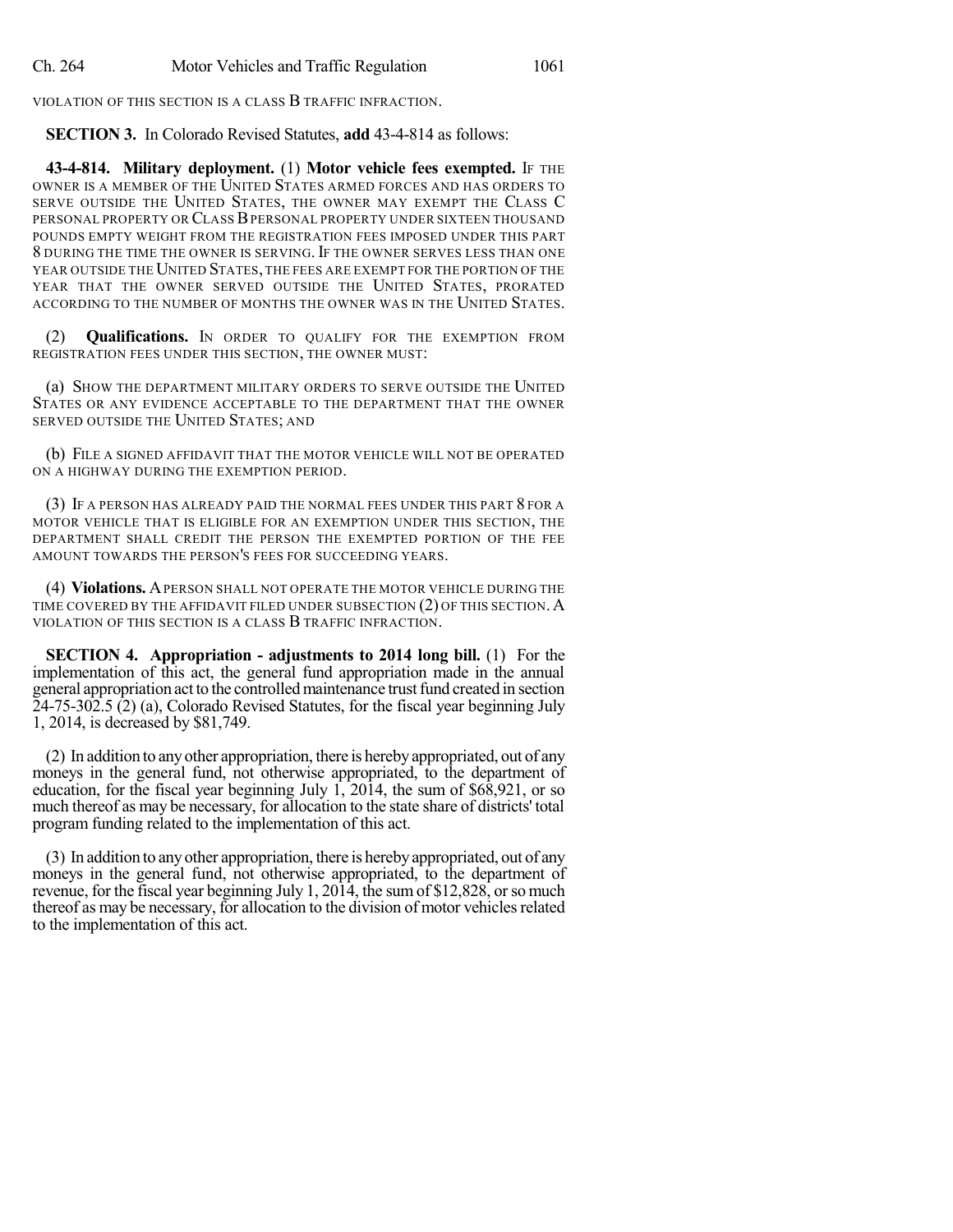VIOLATION OF THIS SECTION IS A CLASS B TRAFFIC INFRACTION.

**SECTION 3.** In Colorado Revised Statutes, **add** 43-4-814 as follows:

**43-4-814. Military deployment.** (1) **Motor vehicle fees exempted.** IF THE OWNER IS A MEMBER OF THE UNITED STATES ARMED FORCES AND HAS ORDERS TO SERVE OUTSIDE THE UNITED STATES, THE OWNER MAY EXEMPT THE CLASS C PERSONAL PROPERTY OR CLASS B PERSONAL PROPERTY UNDER SIXTEEN THOUSAND POUNDS EMPTY WEIGHT FROM THE REGISTRATION FEES IMPOSED UNDER THIS PART 8 DURING THE TIME THE OWNER IS SERVING. IF THE OWNER SERVES LESS THAN ONE YEAR OUTSIDE THE UNITED STATES, THE FEES ARE EXEMPT FOR THE PORTION OF THE YEAR THAT THE OWNER SERVED OUTSIDE THE UNITED STATES, PRORATED ACCORDING TO THE NUMBER OF MONTHS THE OWNER WAS IN THE UNITED STATES.

(2) **Qualifications.** IN ORDER TO QUALIFY FOR THE EXEMPTION FROM REGISTRATION FEES UNDER THIS SECTION, THE OWNER MUST:

(a) SHOW THE DEPARTMENT MILITARY ORDERS TO SERVE OUTSIDE THE UNITED STATES OR ANY EVIDENCE ACCEPTABLE TO THE DEPARTMENT THAT THE OWNER SERVED OUTSIDE THE UNITED STATES; AND

(b) FILE A SIGNED AFFIDAVIT THAT THE MOTOR VEHICLE WILL NOT BE OPERATED ON A HIGHWAY DURING THE EXEMPTION PERIOD.

(3) IF A PERSON HAS ALREADY PAID THE NORMAL FEES UNDER THIS PART 8 FOR A MOTOR VEHICLE THAT IS ELIGIBLE FOR AN EXEMPTION UNDER THIS SECTION, THE DEPARTMENT SHALL CREDIT THE PERSON THE EXEMPTED PORTION OF THE FEE AMOUNT TOWARDS THE PERSON'S FEES FOR SUCCEEDING YEARS.

(4) **Violations.** A PERSON SHALL NOT OPERATE THE MOTOR VEHICLE DURING THE TIME COVERED BY THE AFFIDAVIT FILED UNDER SUBSECTION (2) OF THIS SECTION. A VIOLATION OF THIS SECTION IS A CLASS B TRAFFIC INFRACTION.

**SECTION 4. Appropriation - adjustments to 2014 long bill.** (1) For the implementation of this act, the general fund appropriation made in the annual general appropriation act to the controlled maintenance trust fund created in section 24-75-302.5 (2) (a), Colorado Revised Statutes, for the fiscal year beginning July 1, 2014, is decreased by $81,749.

(2) In addition to any other appropriation, there is hereby appropriated, out of any moneys in the general fund, not otherwise appropriated, to the department of education, for the fiscal year beginning July 1, 2014, the sum of $68,921, or so much thereof as may be necessary, for allocation to the state share of districts' total program funding related to the implementation of this act.

(3) In addition to any other appropriation, there is hereby appropriated, out of any moneys in the general fund, not otherwise appropriated, to the department of revenue, for the fiscal year beginning July 1, 2014, the sum of $12,828, or so much thereof as may be necessary, for allocation to the division of motor vehicles related to the implementation of this act.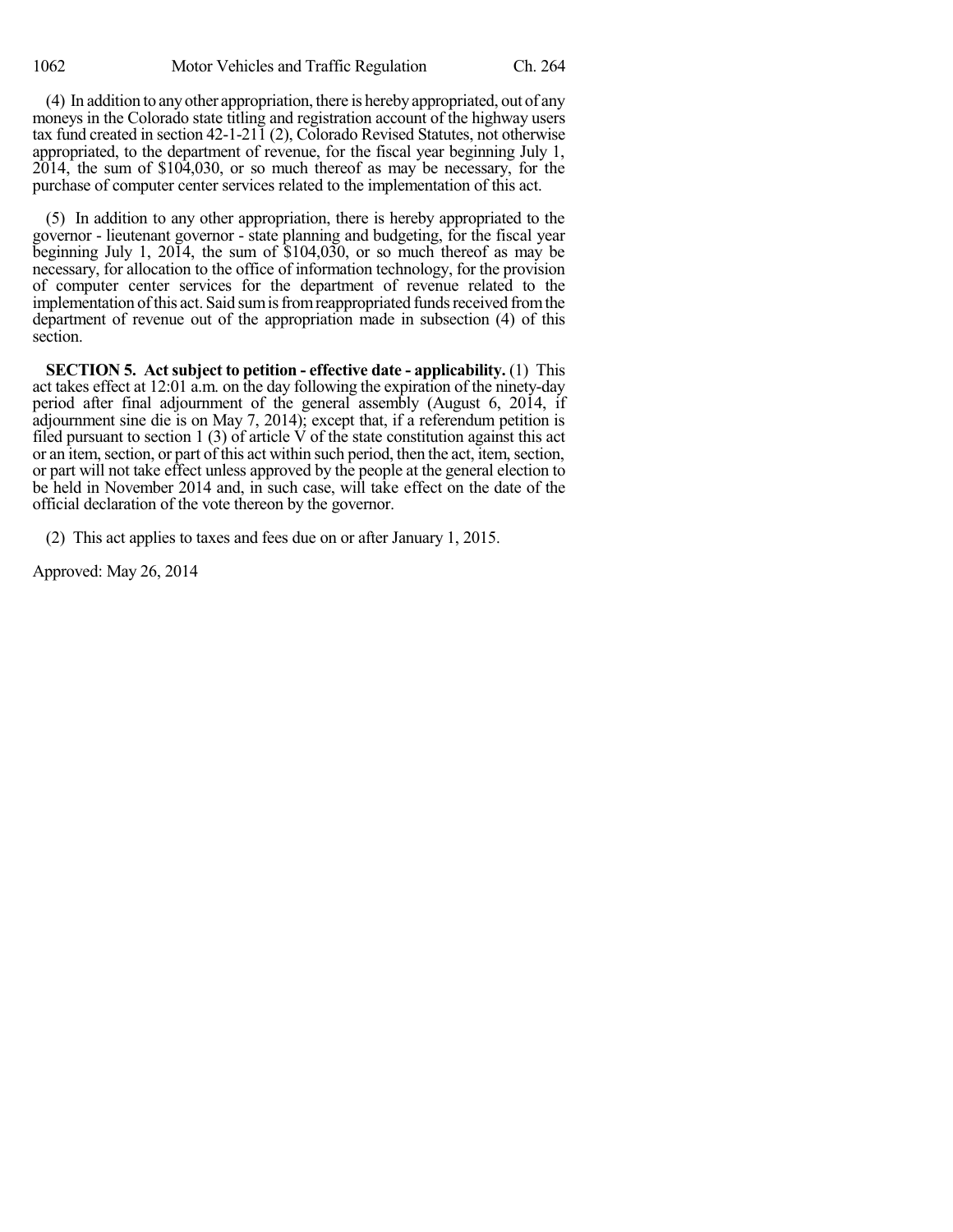(4) In addition to any other appropriation, there is hereby appropriated, out of any moneys in the Colorado state titling and registration account of the highway users tax fund created in section 42-1-211 (2), Colorado Revised Statutes, not otherwise appropriated, to the department of revenue, for the fiscal year beginning July 1, 2014, the sum of $104,030, or so much thereof as may be necessary, for the purchase of computer center services related to the implementation of this act.

(5) In addition to any other appropriation, there is hereby appropriated to the governor - lieutenant governor - state planning and budgeting, for the fiscal year beginning July 1, 2014, the sum of $104,030, or so much thereof as may be necessary, for allocation to the office of information technology, for the provision of computer center services for the department of revenue related to the implementation of this act. Said sum is from reappropriated funds received from the department of revenue out of the appropriation made in subsection (4) of this section.

**SECTION 5. Act subject to petition - effective date - applicability.** (1) This act takes effect at 12:01 a.m. on the day following the expiration of the ninety-day period after final adjournment of the general assembly (August 6, 2014, if adjournment sine die is on May 7, 2014); except that, if a referendum petition is filed pursuant to section 1 (3) of article V of the state constitution against this act or an item, section, or part of this act within such period, then the act, item, section, or part will not take effect unless approved by the people at the general election to be held in November 2014 and, in such case, will take effect on the date of the official declaration of the vote thereon by the governor.

(2) This act applies to taxes and fees due on or after January 1, 2015.

Approved: May 26, 2014